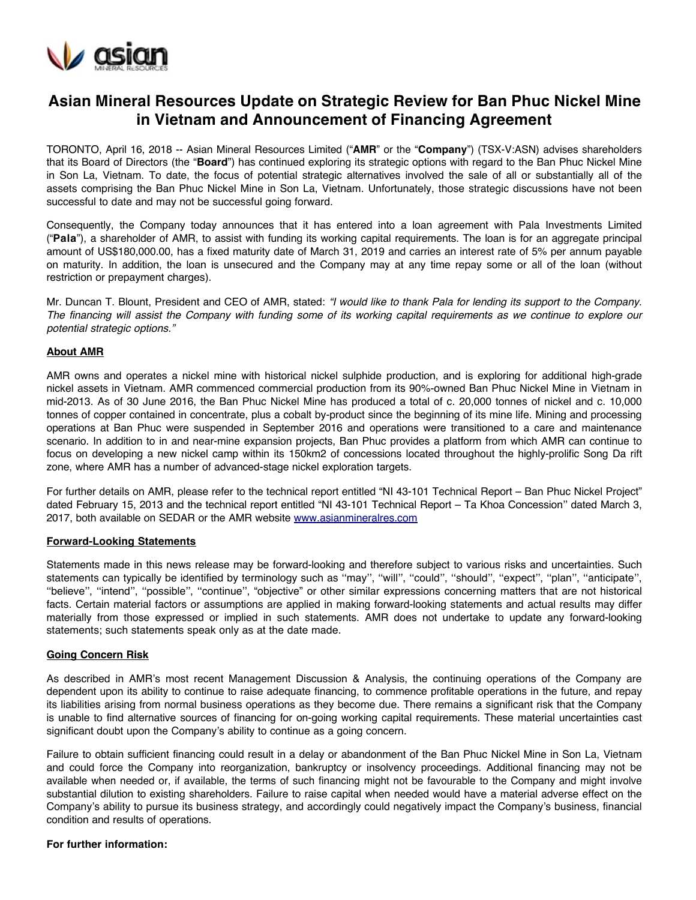# Asian Mineral Resources Update on Strategic Review for Ban Phuc Nickel Mine in Vietnam and Announcement of Financing Agreement

TORONTO, April 16, 2018 -- Asian Mineral Resources Limited ("**AMR**" or the "**Company**") (TSX-V:ASN) advises shareholders that its Board of Directors (the "**Board**") has continued exploring its strategic options with regard to the Ban Phuc Nickel Mine in Son La, Vietnam. To date, the focus of potential strategic alternatives involved the sale of all or substantially all of the assets comprising the Ban Phuc Nickel Mine in Son La, Vietnam. Unfortunately, those strategic discussions have not been successful to date and may not be successful going forward.

Consequently, the Company today announces that it has entered into a loan agreement with Pala Investments Limited ("**Pala**"), a shareholder of AMR, to assist with funding its working capital requirements. The loan is for an aggregate principal amount of US$180,000.00, has a fixed maturity date of March 31, 2019 and carries an interest rate of 5% per annum payable on maturity. In addition, the loan is unsecured and the Company may at any time repay some or all of the loan (without restriction or prepayment charges).

Mr. Duncan T. Blount, President and CEO of AMR, stated: *"I would like to thank Pala for lending its support to the Company. The financing will assist the Company with funding some of its working capital requirements as we continue to explore our potential strategic options."*

## About AMR

AMR owns and operates a nickel mine with historical nickel sulphide production, and is exploring for additional high-grade nickel assets in Vietnam. AMR commenced commercial production from its 90%-owned Ban Phuc Nickel Mine in Vietnam in mid-2013. As of 30 June 2016, the Ban Phuc Nickel Mine has produced a total of c. 20,000 tonnes of nickel and c. 10,000 tonnes of copper contained in concentrate, plus a cobalt by-product since the beginning of its mine life. Mining and processing operations at Ban Phuc were suspended in September 2016 and operations were transitioned to a care and maintenance scenario. In addition to in and near-mine expansion projects, Ban Phuc provides a platform from which AMR can continue to focus on developing a new nickel camp within its 150km2 of concessions located throughout the highly-prolific Song Da rift zone, where AMR has a number of advanced-stage nickel exploration targets.

For further details on AMR, please refer to the technical report entitled "NI 43-101 Technical Report – Ban Phuc Nickel Project" dated February 15, 2013 and the technical report entitled "NI 43-101 Technical Report – Ta Khoa Concession" dated March 3, 2017, both available on SEDAR or the AMR website www.asianmineralres.com

## Forward-Looking Statements

Statements made in this news release may be forward-looking and therefore subject to various risks and uncertainties. Such statements can typically be identified by terminology such as "may", "will", "could", "should", "expect", "plan", "anticipate", "believe", "intend", "possible", "continue", "objective" or other similar expressions concerning matters that are not historical facts. Certain material factors or assumptions are applied in making forward-looking statements and actual results may differ materially from those expressed or implied in such statements. AMR does not undertake to update any forward-looking statements; such statements speak only as at the date made.

## Going Concern Risk

As described in AMR's most recent Management Discussion & Analysis, the continuing operations of the Company are dependent upon its ability to continue to raise adequate financing, to commence profitable operations in the future, and repay its liabilities arising from normal business operations as they become due. There remains a significant risk that the Company is unable to find alternative sources of financing for on-going working capital requirements. These material uncertainties cast significant doubt upon the Company's ability to continue as a going concern.

Failure to obtain sufficient financing could result in a delay or abandonment of the Ban Phuc Nickel Mine in Son La, Vietnam and could force the Company into reorganization, bankruptcy or insolvency proceedings. Additional financing may not be available when needed or, if available, the terms of such financing might not be favourable to the Company and might involve substantial dilution to existing shareholders. Failure to raise capital when needed would have a material adverse effect on the Company's ability to pursue its business strategy, and accordingly could negatively impact the Company's business, financial condition and results of operations.

**For further information:**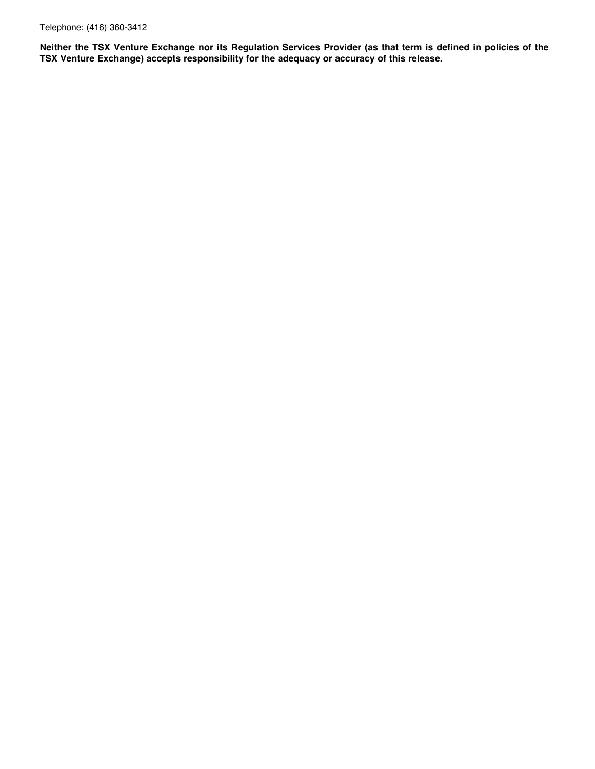Telephone: (416) 360-3412

**Neither the TSX Venture Exchange nor its Regulation Services Provider (as that term is defined in policies of the TSX Venture Exchange) accepts responsibility for the adequacy or accuracy of this release.**